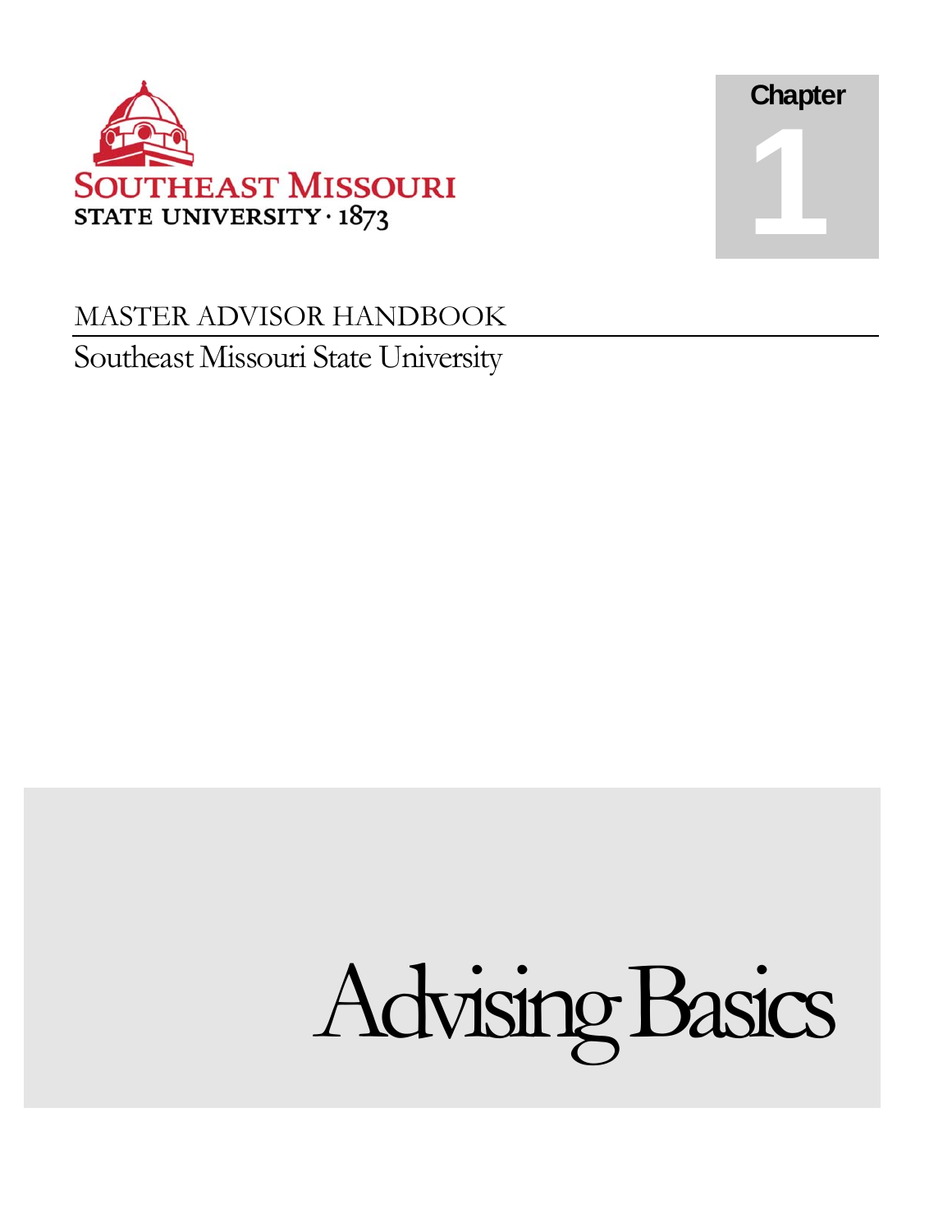SOUTHEAST MISSOURI
STATE UNIVERSITY · 1873

Chapter

1

MASTER ADVISOR HANDBOOK

Southeast Missouri State University

# Advising Basics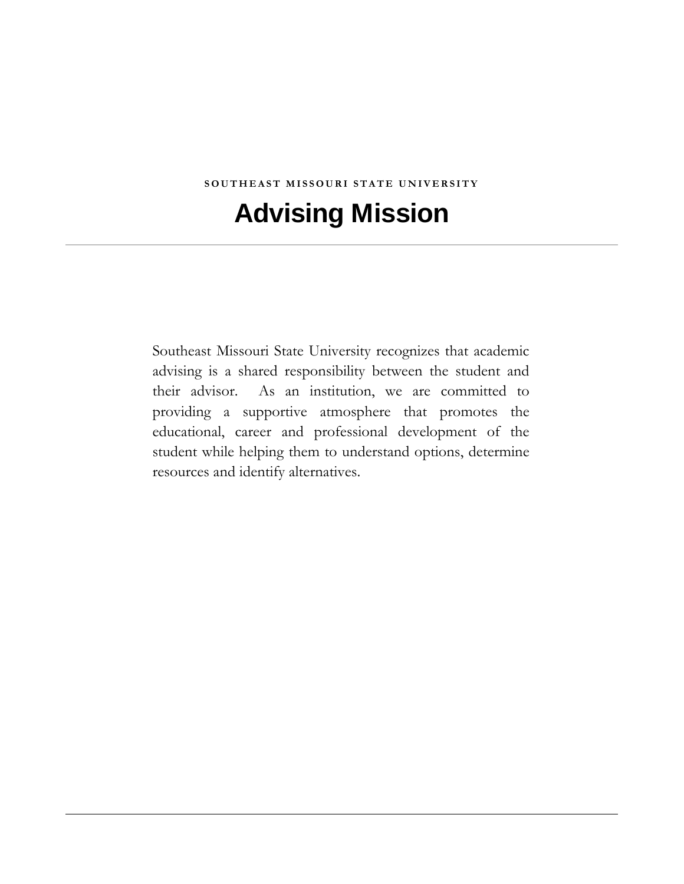SOUTHEAST MISSOURI STATE UNIVERSITY

# Advising Mission

---

Southeast Missouri State University recognizes that academic advising is a shared responsibility between the student and their advisor. As an institution, we are committed to providing a supportive atmosphere that promotes the educational, career and professional development of the student while helping them to understand options, determine resources and identify alternatives.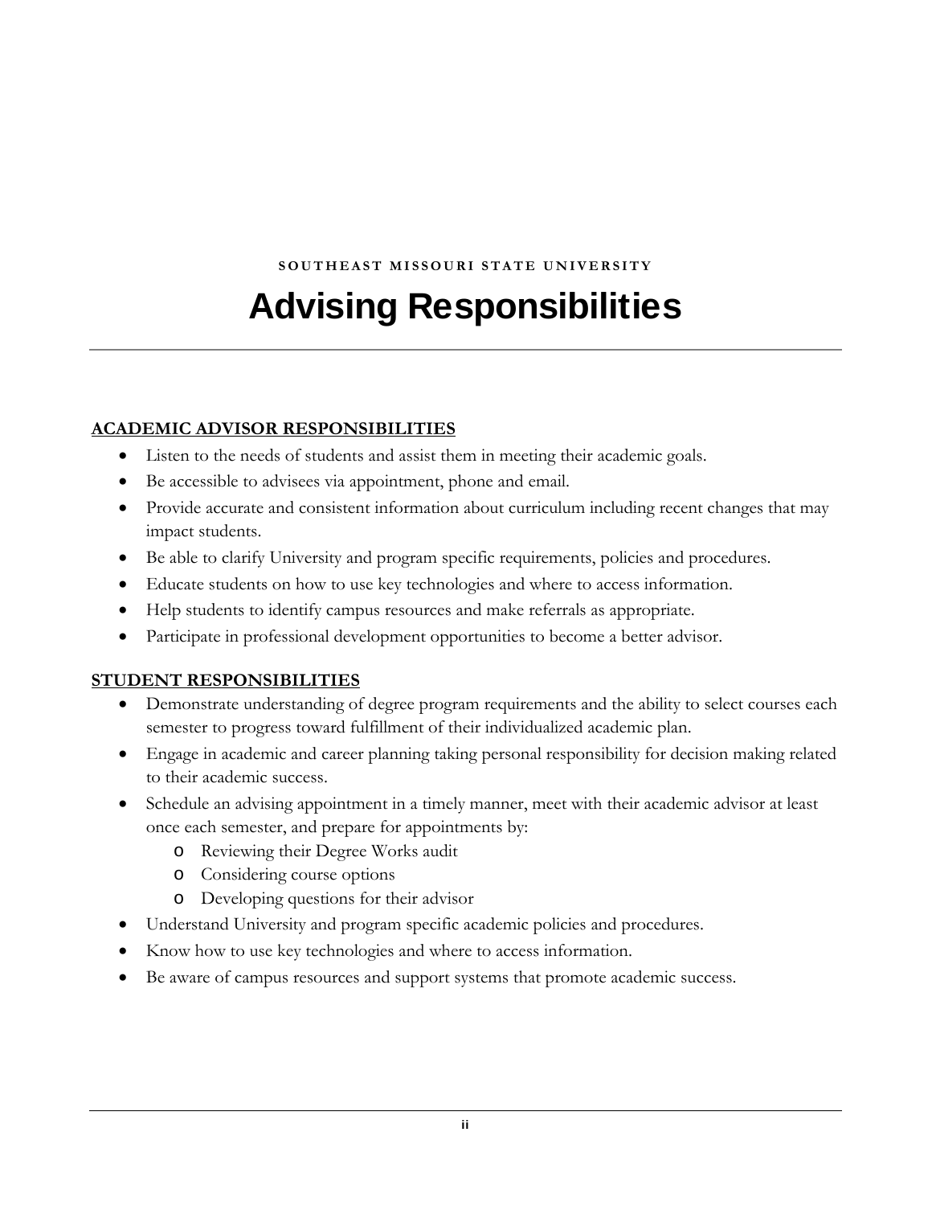SOUTHEAST MISSOURI STATE UNIVERSITY

# Advising Responsibilities

## ACADEMIC ADVISOR RESPONSIBILITIES

- Listen to the needs of students and assist them in meeting their academic goals.
- Be accessible to advisees via appointment, phone and email.
- Provide accurate and consistent information about curriculum including recent changes that may impact students.
- Be able to clarify University and program specific requirements, policies and procedures.
- Educate students on how to use key technologies and where to access information.
- Help students to identify campus resources and make referrals as appropriate.
- Participate in professional development opportunities to become a better advisor.

## STUDENT RESPONSIBILITIES

- Demonstrate understanding of degree program requirements and the ability to select courses each semester to progress toward fulfillment of their individualized academic plan.
- Engage in academic and career planning taking personal responsibility for decision making related to their academic success.
- Schedule an advising appointment in a timely manner, meet with their academic advisor at least once each semester, and prepare for appointments by:
  - Reviewing their Degree Works audit
  - Considering course options
  - Developing questions for their advisor
- Understand University and program specific academic policies and procedures.
- Know how to use key technologies and where to access information.
- Be aware of campus resources and support systems that promote academic success.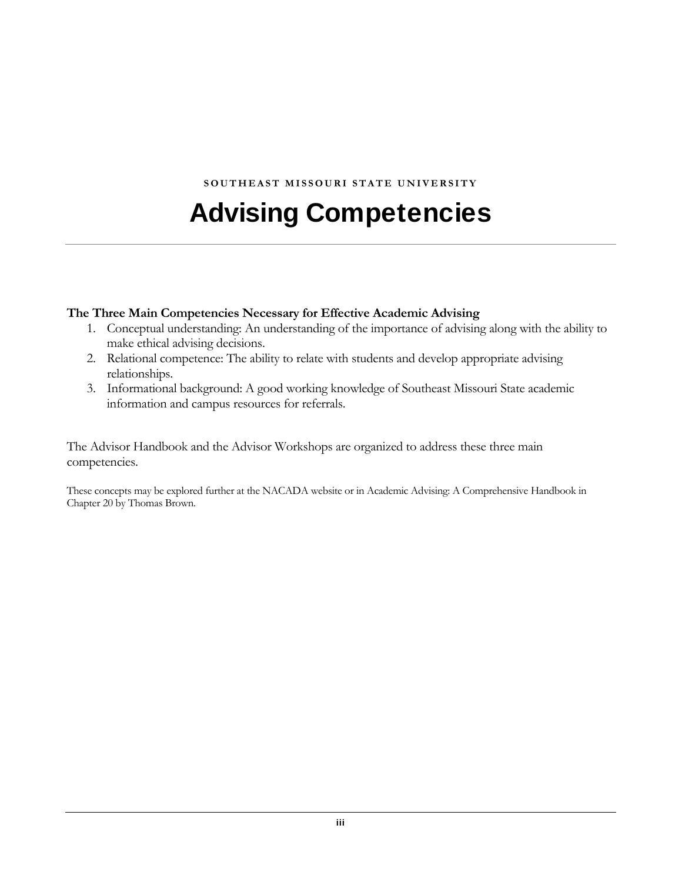SOUTHEAST MISSOURI STATE UNIVERSITY

# Advising Competencies

**The Three Main Competencies Necessary for Effective Academic Advising**

1. Conceptual understanding: An understanding of the importance of advising along with the ability to make ethical advising decisions.
2. Relational competence: The ability to relate with students and develop appropriate advising relationships.
3. Informational background: A good working knowledge of Southeast Missouri State academic information and campus resources for referrals.

The Advisor Handbook and the Advisor Workshops are organized to address these three main competencies.

These concepts may be explored further at the NACADA website or in Academic Advising: A Comprehensive Handbook in Chapter 20 by Thomas Brown.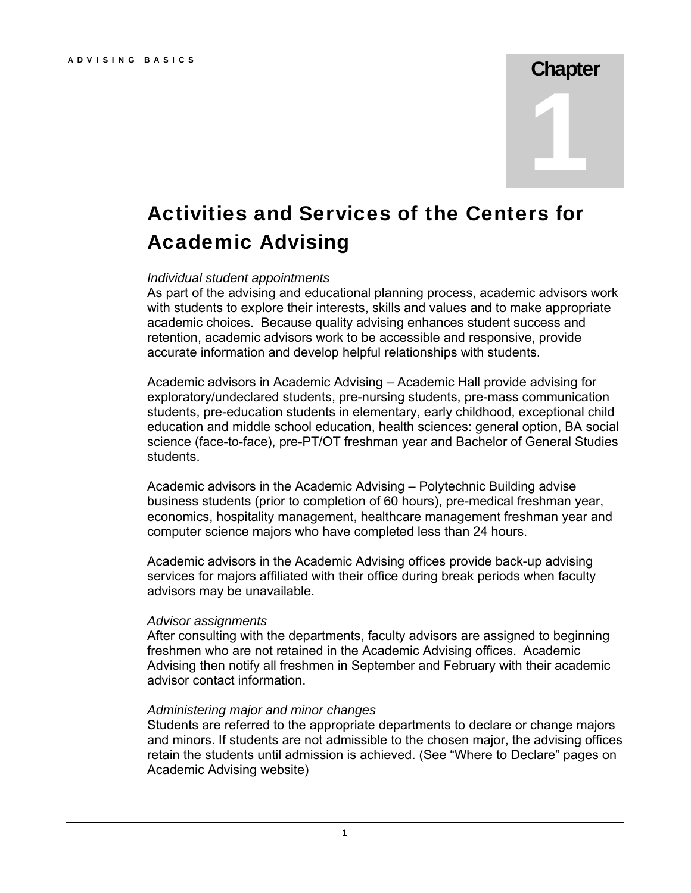# Chapter 1

# Activities and Services of the Centers for Academic Advising

*Individual student appointments*

As part of the advising and educational planning process, academic advisors work with students to explore their interests, skills and values and to make appropriate academic choices. Because quality advising enhances student success and retention, academic advisors work to be accessible and responsive, provide accurate information and develop helpful relationships with students.

Academic advisors in Academic Advising – Academic Hall provide advising for exploratory/undeclared students, pre-nursing students, pre-mass communication students, pre-education students in elementary, early childhood, exceptional child education and middle school education, health sciences: general option, BA social science (face-to-face), pre-PT/OT freshman year and Bachelor of General Studies students.

Academic advisors in the Academic Advising – Polytechnic Building advise business students (prior to completion of 60 hours), pre-medical freshman year, economics, hospitality management, healthcare management freshman year and computer science majors who have completed less than 24 hours.

Academic advisors in the Academic Advising offices provide back-up advising services for majors affiliated with their office during break periods when faculty advisors may be unavailable.

*Advisor assignments*

After consulting with the departments, faculty advisors are assigned to beginning freshmen who are not retained in the Academic Advising offices. Academic Advising then notify all freshmen in September and February with their academic advisor contact information.

*Administering major and minor changes*

Students are referred to the appropriate departments to declare or change majors and minors. If students are not admissible to the chosen major, the advising offices retain the students until admission is achieved. (See "Where to Declare" pages on Academic Advising website)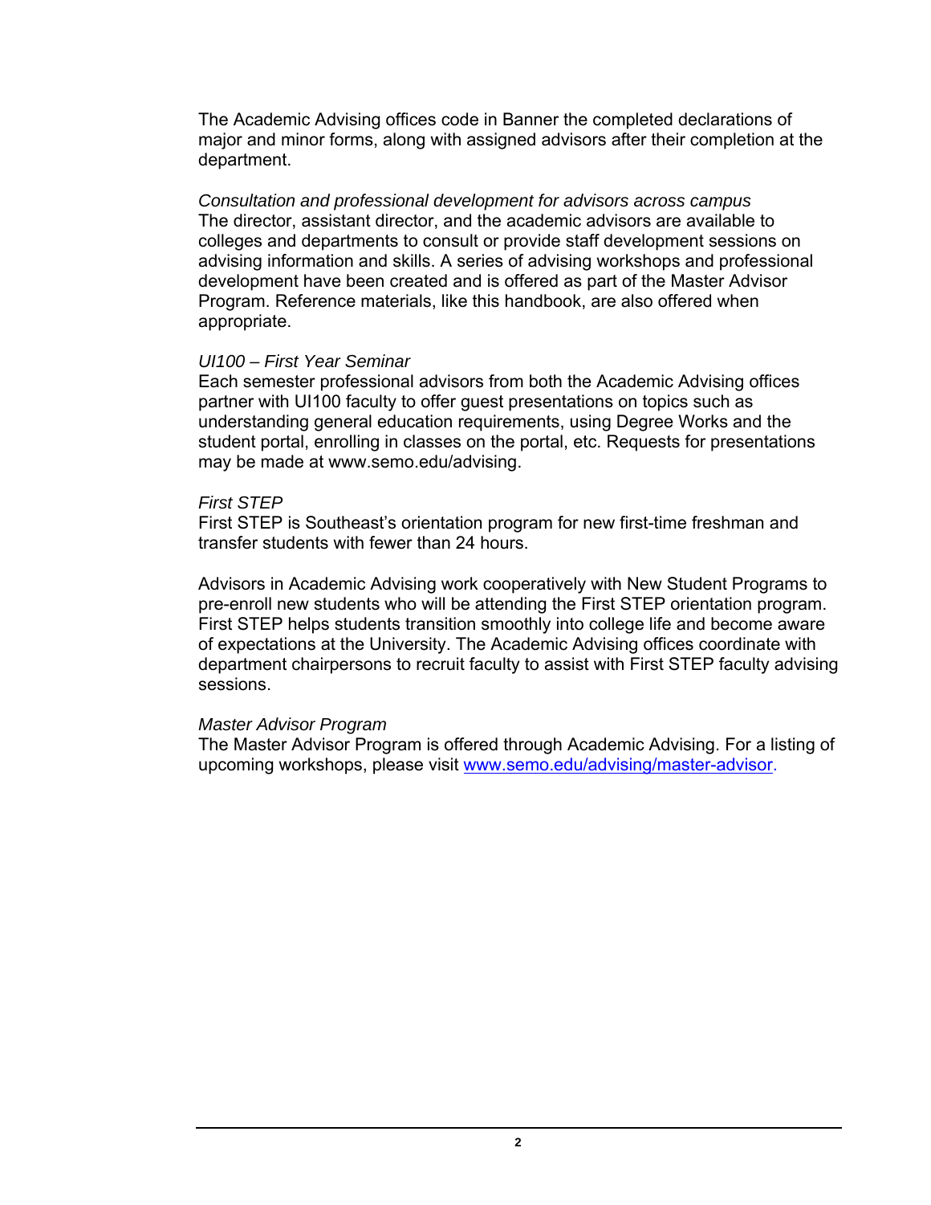The Academic Advising offices code in Banner the completed declarations of major and minor forms, along with assigned advisors after their completion at the department.

*Consultation and professional development for advisors across campus*

The director, assistant director, and the academic advisors are available to colleges and departments to consult or provide staff development sessions on advising information and skills. A series of advising workshops and professional development have been created and is offered as part of the Master Advisor Program. Reference materials, like this handbook, are also offered when appropriate.

*UI100 – First Year Seminar*

Each semester professional advisors from both the Academic Advising offices partner with UI100 faculty to offer guest presentations on topics such as understanding general education requirements, using Degree Works and the student portal, enrolling in classes on the portal, etc. Requests for presentations may be made at www.semo.edu/advising.

*First STEP*

First STEP is Southeast's orientation program for new first-time freshman and transfer students with fewer than 24 hours.

Advisors in Academic Advising work cooperatively with New Student Programs to pre-enroll new students who will be attending the First STEP orientation program. First STEP helps students transition smoothly into college life and become aware of expectations at the University. The Academic Advising offices coordinate with department chairpersons to recruit faculty to assist with First STEP faculty advising sessions.

*Master Advisor Program*

The Master Advisor Program is offered through Academic Advising. For a listing of upcoming workshops, please visit [www.semo.edu/advising/master-advisor](http://www.semo.edu/advising/master-advisor).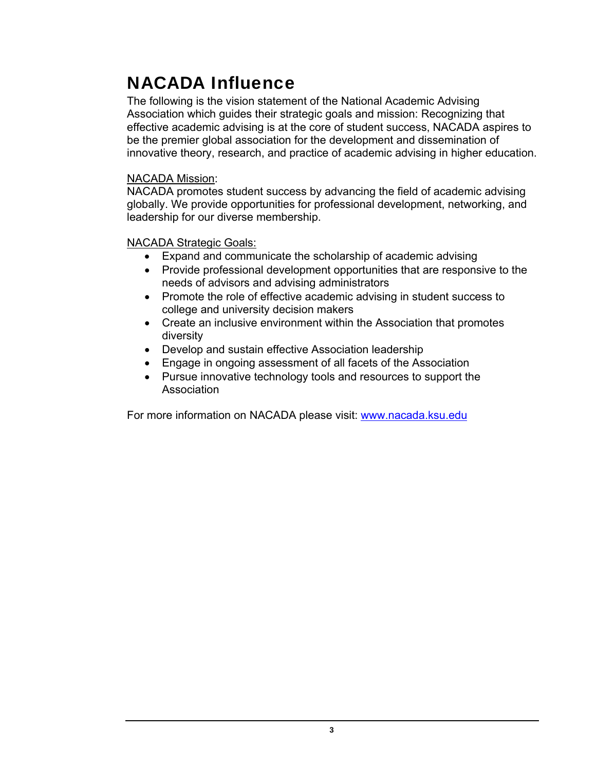# NACADA Influence

The following is the vision statement of the National Academic Advising Association which guides their strategic goals and mission: Recognizing that effective academic advising is at the core of student success, NACADA aspires to be the premier global association for the development and dissemination of innovative theory, research, and practice of academic advising in higher education.

<u>NACADA Mission</u>:
NACADA promotes student success by advancing the field of academic advising globally. We provide opportunities for professional development, networking, and leadership for our diverse membership.

<u>NACADA Strategic Goals:</u>

- Expand and communicate the scholarship of academic advising
- Provide professional development opportunities that are responsive to the needs of advisors and advising administrators
- Promote the role of effective academic advising in student success to college and university decision makers
- Create an inclusive environment within the Association that promotes diversity
- Develop and sustain effective Association leadership
- Engage in ongoing assessment of all facets of the Association
- Pursue innovative technology tools and resources to support the Association

For more information on NACADA please visit: [www.nacada.ksu.edu](http://www.nacada.ksu.edu)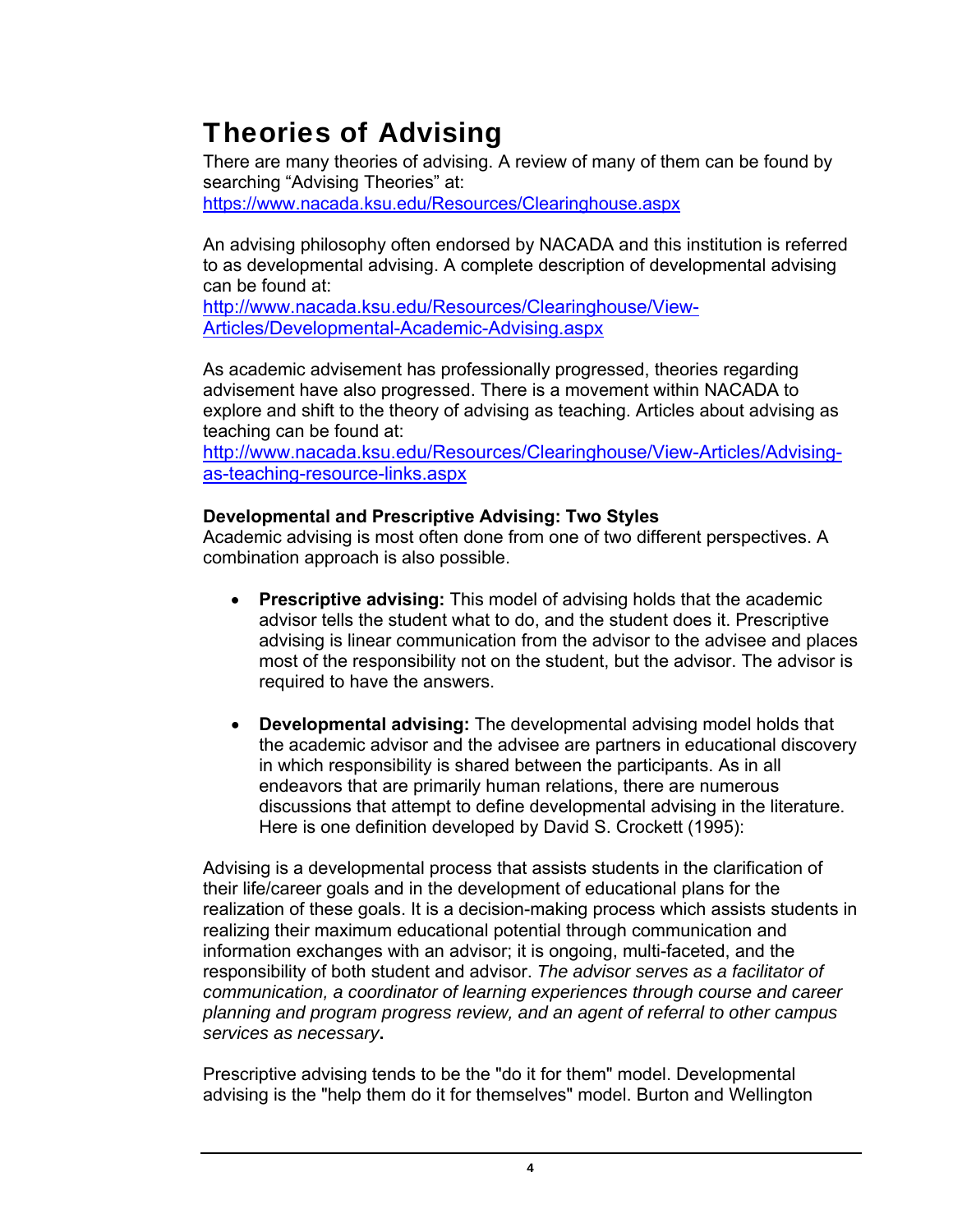# Theories of Advising

There are many theories of advising. A review of many of them can be found by searching "Advising Theories" at: https://www.nacada.ksu.edu/Resources/Clearinghouse.aspx

An advising philosophy often endorsed by NACADA and this institution is referred to as developmental advising. A complete description of developmental advising can be found at: http://www.nacada.ksu.edu/Resources/Clearinghouse/View-Articles/Developmental-Academic-Advising.aspx

As academic advisement has professionally progressed, theories regarding advisement have also progressed. There is a movement within NACADA to explore and shift to the theory of advising as teaching. Articles about advising as teaching can be found at: http://www.nacada.ksu.edu/Resources/Clearinghouse/View-Articles/Advising-as-teaching-resource-links.aspx

**Developmental and Prescriptive Advising: Two Styles**

Academic advising is most often done from one of two different perspectives. A combination approach is also possible.

- **Prescriptive advising:** This model of advising holds that the academic advisor tells the student what to do, and the student does it. Prescriptive advising is linear communication from the advisor to the advisee and places most of the responsibility not on the student, but the advisor. The advisor is required to have the answers.

- **Developmental advising:** The developmental advising model holds that the academic advisor and the advisee are partners in educational discovery in which responsibility is shared between the participants. As in all endeavors that are primarily human relations, there are numerous discussions that attempt to define developmental advising in the literature. Here is one definition developed by David S. Crockett (1995):

Advising is a developmental process that assists students in the clarification of their life/career goals and in the development of educational plans for the realization of these goals. It is a decision-making process which assists students in realizing their maximum educational potential through communication and information exchanges with an advisor; it is ongoing, multi-faceted, and the responsibility of both student and advisor. *The advisor serves as a facilitator of communication, a coordinator of learning experiences through course and career planning and program progress review, and an agent of referral to other campus services as necessary***.**

Prescriptive advising tends to be the "do it for them" model. Developmental advising is the "help them do it for themselves" model. Burton and Wellington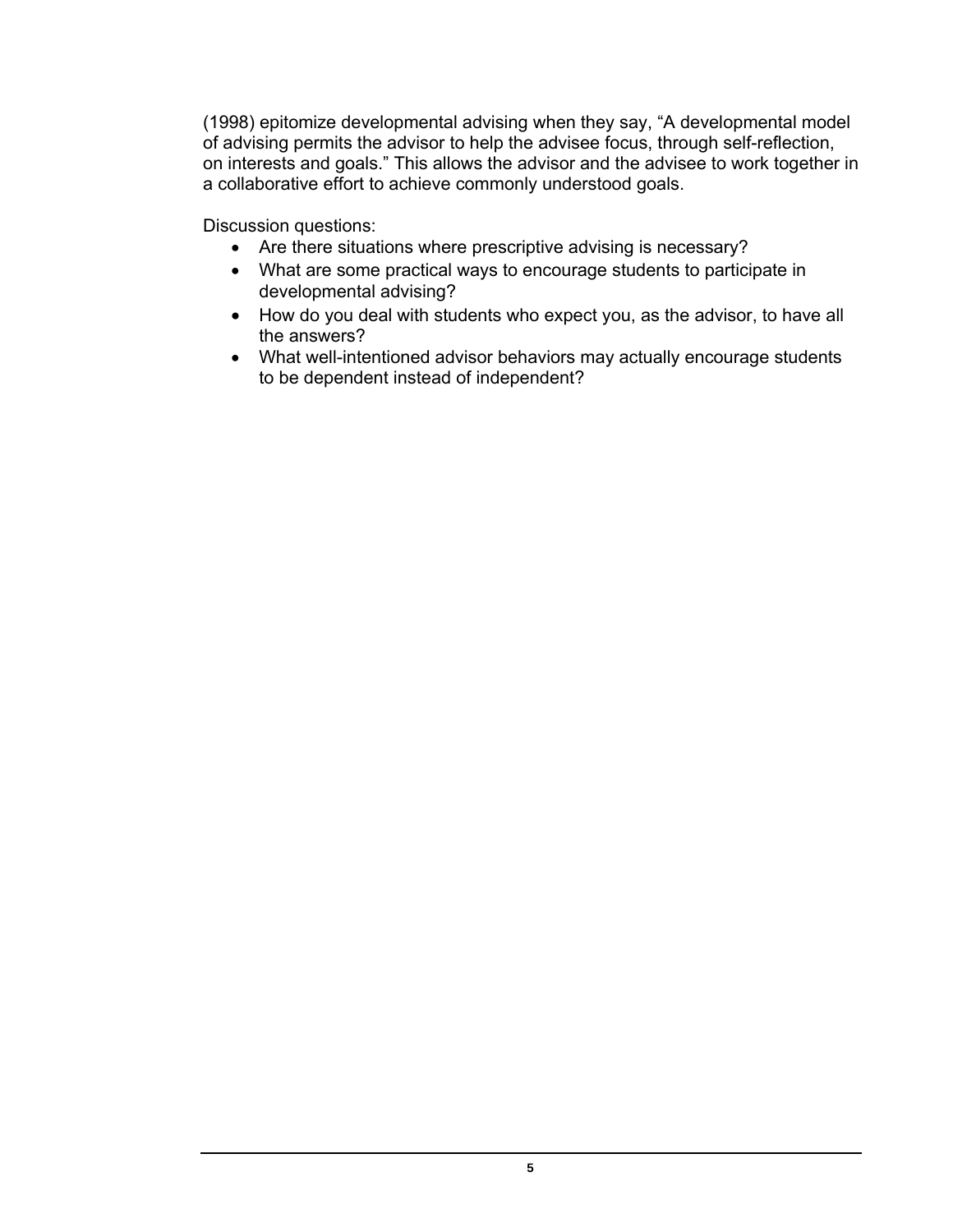(1998) epitomize developmental advising when they say, “A developmental model of advising permits the advisor to help the advisee focus, through self-reflection, on interests and goals.” This allows the advisor and the advisee to work together in a collaborative effort to achieve commonly understood goals.

Discussion questions:

- Are there situations where prescriptive advising is necessary?
- What are some practical ways to encourage students to participate in developmental advising?
- How do you deal with students who expect you, as the advisor, to have all the answers?
- What well-intentioned advisor behaviors may actually encourage students to be dependent instead of independent?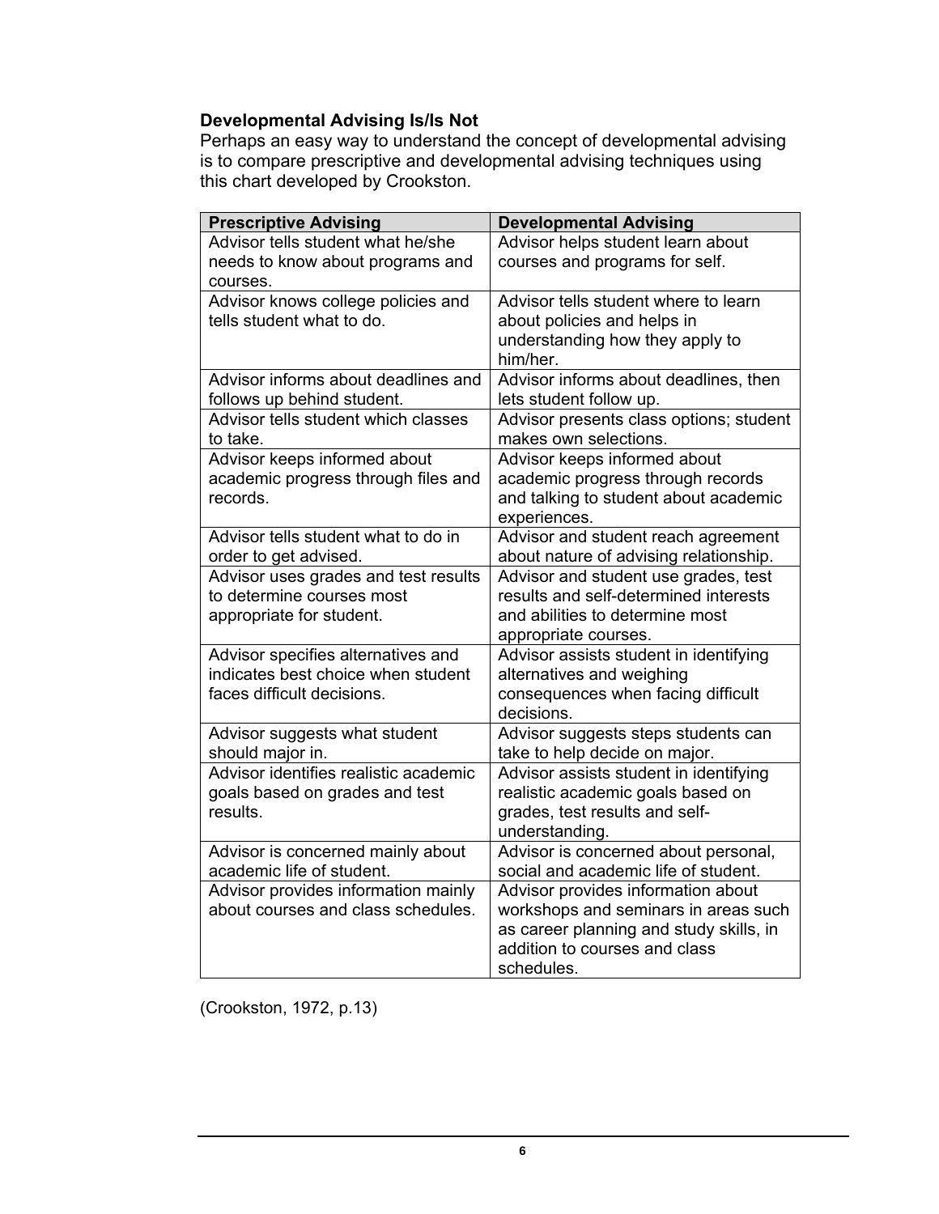**Developmental Advising Is/Is Not**

Perhaps an easy way to understand the concept of developmental advising is to compare prescriptive and developmental advising techniques using this chart developed by Crookston.

| Prescriptive Advising | Developmental Advising |
|---|---|
| Advisor tells student what he/she needs to know about programs and courses. | Advisor helps student learn about courses and programs for self. |
| Advisor knows college policies and tells student what to do. | Advisor tells student where to learn about policies and helps in understanding how they apply to him/her. |
| Advisor informs about deadlines and follows up behind student. | Advisor informs about deadlines, then lets student follow up. |
| Advisor tells student which classes to take. | Advisor presents class options; student makes own selections. |
| Advisor keeps informed about academic progress through files and records. | Advisor keeps informed about academic progress through records and talking to student about academic experiences. |
| Advisor tells student what to do in order to get advised. | Advisor and student reach agreement about nature of advising relationship. |
| Advisor uses grades and test results to determine courses most appropriate for student. | Advisor and student use grades, test results and self-determined interests and abilities to determine most appropriate courses. |
| Advisor specifies alternatives and indicates best choice when student faces difficult decisions. | Advisor assists student in identifying alternatives and weighing consequences when facing difficult decisions. |
| Advisor suggests what student should major in. | Advisor suggests steps students can take to help decide on major. |
| Advisor identifies realistic academic goals based on grades and test results. | Advisor assists student in identifying realistic academic goals based on grades, test results and self-understanding. |
| Advisor is concerned mainly about academic life of student. | Advisor is concerned about personal, social and academic life of student. |
| Advisor provides information mainly about courses and class schedules. | Advisor provides information about workshops and seminars in areas such as career planning and study skills, in addition to courses and class schedules. |

(Crookston, 1972, p.13)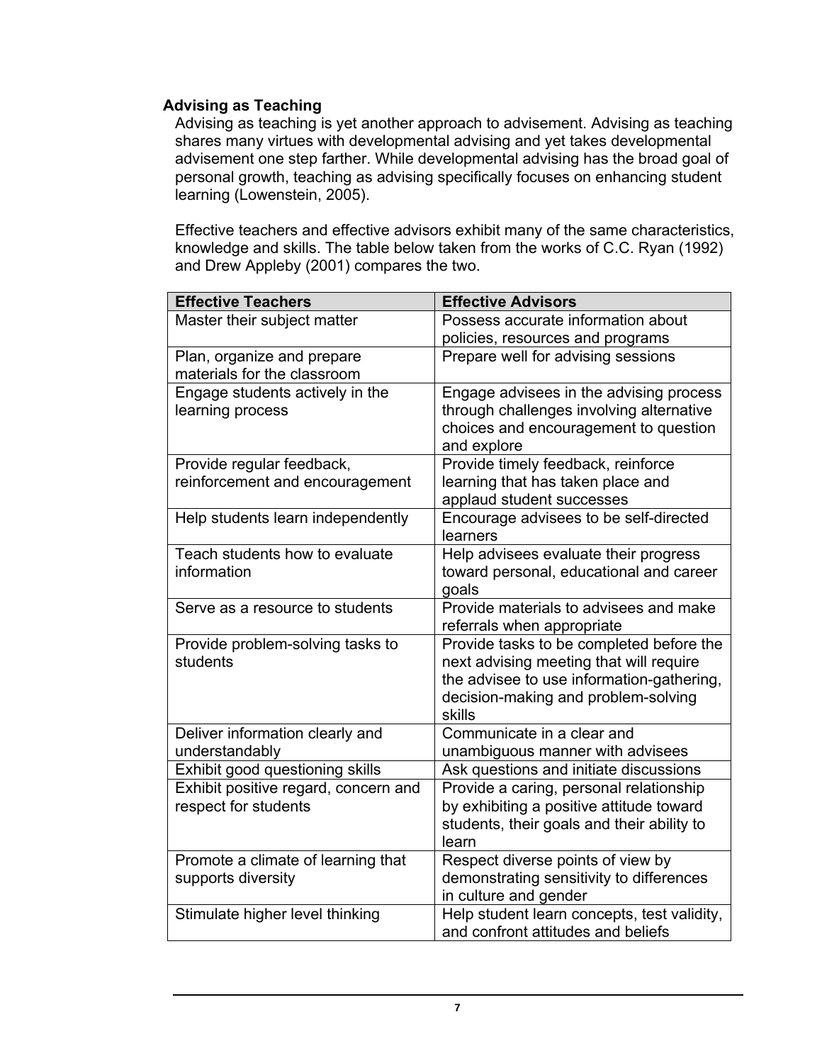## Advising as Teaching

Advising as teaching is yet another approach to advisement. Advising as teaching shares many virtues with developmental advising and yet takes developmental advisement one step farther. While developmental advising has the broad goal of personal growth, teaching as advising specifically focuses on enhancing student learning (Lowenstein, 2005).

Effective teachers and effective advisors exhibit many of the same characteristics, knowledge and skills. The table below taken from the works of C.C. Ryan (1992) and Drew Appleby (2001) compares the two.

| Effective Teachers | Effective Advisors |
| --- | --- |
| Master their subject matter | Possess accurate information about policies, resources and programs |
| Plan, organize and prepare materials for the classroom | Prepare well for advising sessions |
| Engage students actively in the learning process | Engage advisees in the advising process through challenges involving alternative choices and encouragement to question and explore |
| Provide regular feedback, reinforcement and encouragement | Provide timely feedback, reinforce learning that has taken place and applaud student successes |
| Help students learn independently | Encourage advisees to be self-directed learners |
| Teach students how to evaluate information | Help advisees evaluate their progress toward personal, educational and career goals |
| Serve as a resource to students | Provide materials to advisees and make referrals when appropriate |
| Provide problem-solving tasks to students | Provide tasks to be completed before the next advising meeting that will require the advisee to use information-gathering, decision-making and problem-solving skills |
| Deliver information clearly and understandably | Communicate in a clear and unambiguous manner with advisees |
| Exhibit good questioning skills | Ask questions and initiate discussions |
| Exhibit positive regard, concern and respect for students | Provide a caring, personal relationship by exhibiting a positive attitude toward students, their goals and their ability to learn |
| Promote a climate of learning that supports diversity | Respect diverse points of view by demonstrating sensitivity to differences in culture and gender |
| Stimulate higher level thinking | Help student learn concepts, test validity, and confront attitudes and beliefs |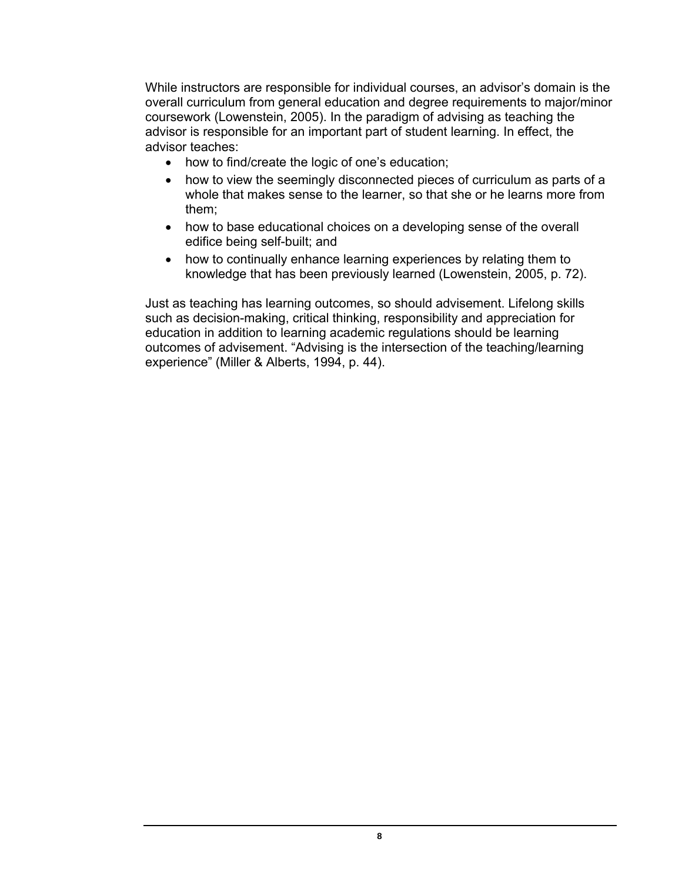While instructors are responsible for individual courses, an advisor's domain is the overall curriculum from general education and degree requirements to major/minor coursework (Lowenstein, 2005). In the paradigm of advising as teaching the advisor is responsible for an important part of student learning. In effect, the advisor teaches:

- how to find/create the logic of one's education;
- how to view the seemingly disconnected pieces of curriculum as parts of a whole that makes sense to the learner, so that she or he learns more from them;
- how to base educational choices on a developing sense of the overall edifice being self-built; and
- how to continually enhance learning experiences by relating them to knowledge that has been previously learned (Lowenstein, 2005, p. 72).

Just as teaching has learning outcomes, so should advisement. Lifelong skills such as decision-making, critical thinking, responsibility and appreciation for education in addition to learning academic regulations should be learning outcomes of advisement. "Advising is the intersection of the teaching/learning experience" (Miller & Alberts, 1994, p. 44).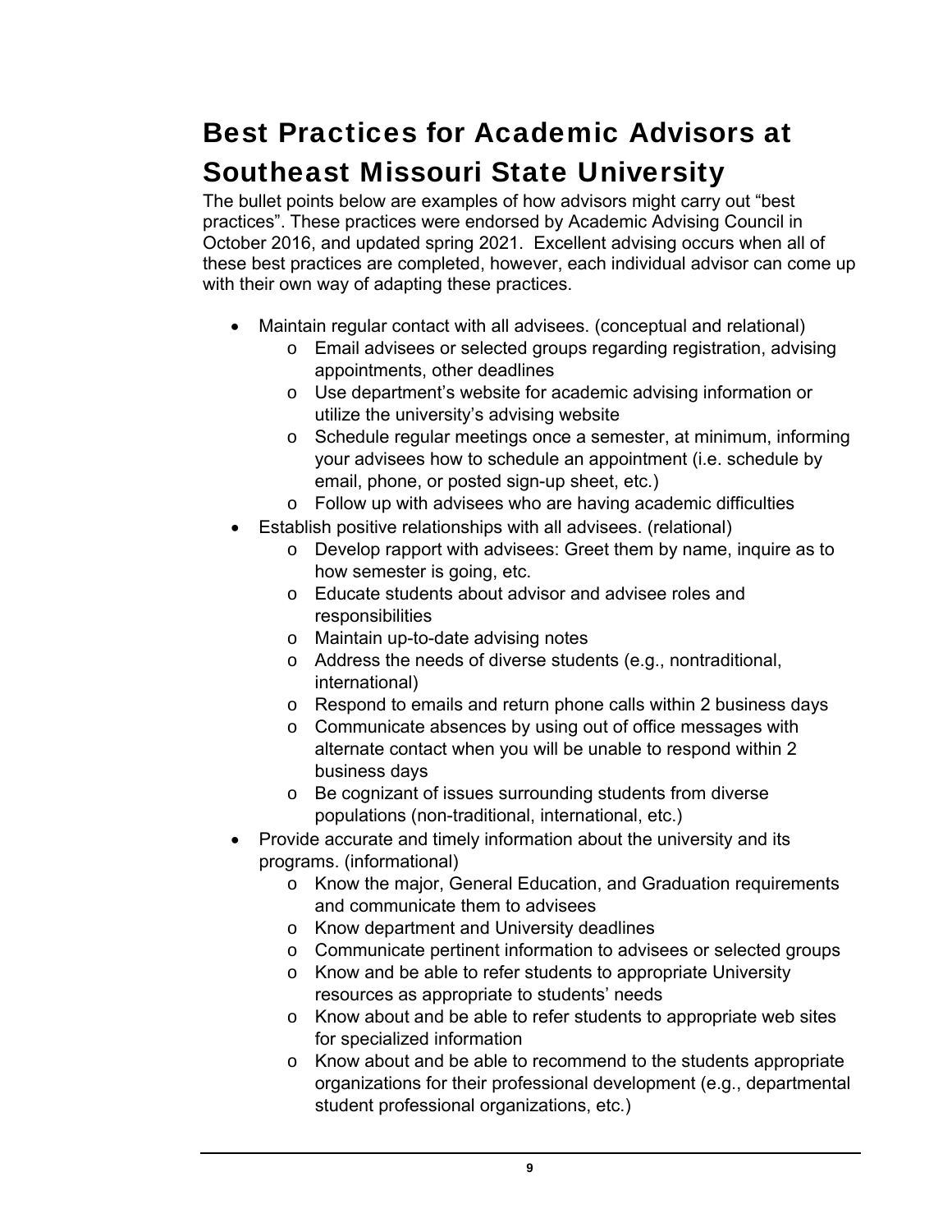# Best Practices for Academic Advisors at Southeast Missouri State University

The bullet points below are examples of how advisors might carry out "best practices". These practices were endorsed by Academic Advising Council in October 2016, and updated spring 2021. Excellent advising occurs when all of these best practices are completed, however, each individual advisor can come up with their own way of adapting these practices.

- Maintain regular contact with all advisees. (conceptual and relational)
  - Email advisees or selected groups regarding registration, advising appointments, other deadlines
  - Use department's website for academic advising information or utilize the university's advising website
  - Schedule regular meetings once a semester, at minimum, informing your advisees how to schedule an appointment (i.e. schedule by email, phone, or posted sign-up sheet, etc.)
  - Follow up with advisees who are having academic difficulties
- Establish positive relationships with all advisees. (relational)
  - Develop rapport with advisees: Greet them by name, inquire as to how semester is going, etc.
  - Educate students about advisor and advisee roles and responsibilities
  - Maintain up-to-date advising notes
  - Address the needs of diverse students (e.g., nontraditional, international)
  - Respond to emails and return phone calls within 2 business days
  - Communicate absences by using out of office messages with alternate contact when you will be unable to respond within 2 business days
  - Be cognizant of issues surrounding students from diverse populations (non-traditional, international, etc.)
- Provide accurate and timely information about the university and its programs. (informational)
  - Know the major, General Education, and Graduation requirements and communicate them to advisees
  - Know department and University deadlines
  - Communicate pertinent information to advisees or selected groups
  - Know and be able to refer students to appropriate University resources as appropriate to students' needs
  - Know about and be able to refer students to appropriate web sites for specialized information
  - Know about and be able to recommend to the students appropriate organizations for their professional development (e.g., departmental student professional organizations, etc.)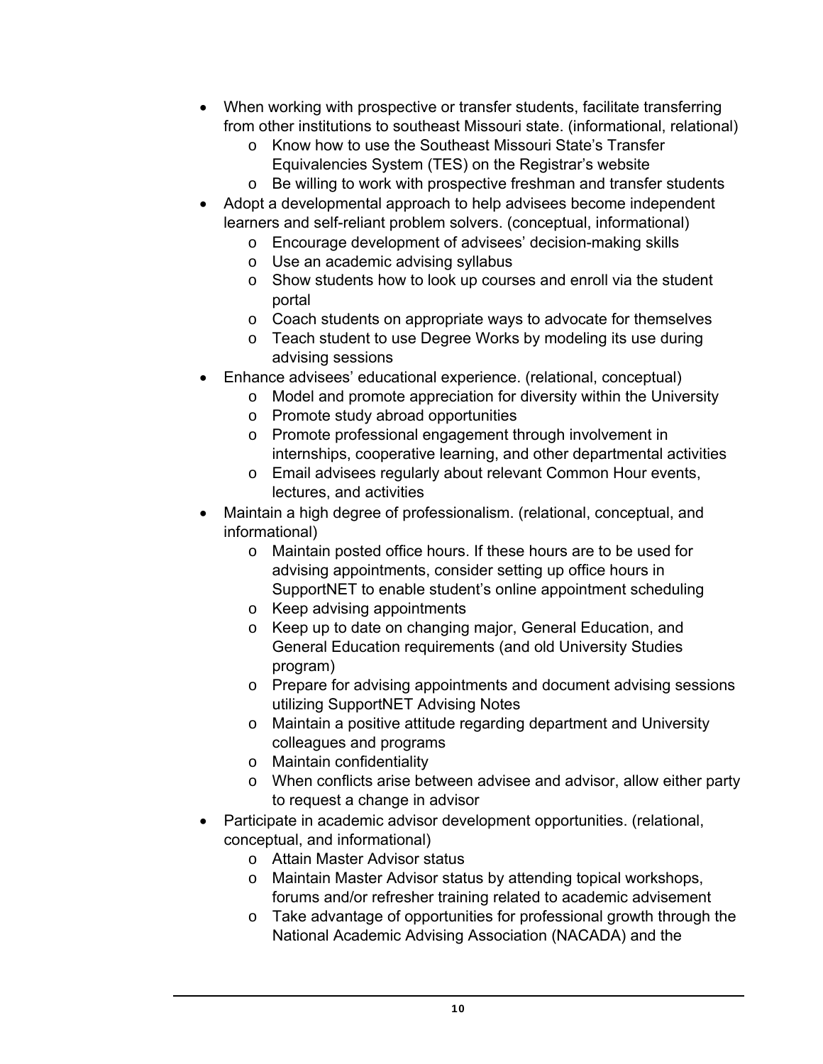- When working with prospective or transfer students, facilitate transferring from other institutions to southeast Missouri state. (informational, relational)
  - Know how to use the Southeast Missouri State's Transfer Equivalencies System (TES) on the Registrar's website
  - Be willing to work with prospective freshman and transfer students
- Adopt a developmental approach to help advisees become independent learners and self-reliant problem solvers. (conceptual, informational)
  - Encourage development of advisees' decision-making skills
  - Use an academic advising syllabus
  - Show students how to look up courses and enroll via the student portal
  - Coach students on appropriate ways to advocate for themselves
  - Teach student to use Degree Works by modeling its use during advising sessions
- Enhance advisees' educational experience. (relational, conceptual)
  - Model and promote appreciation for diversity within the University
  - Promote study abroad opportunities
  - Promote professional engagement through involvement in internships, cooperative learning, and other departmental activities
  - Email advisees regularly about relevant Common Hour events, lectures, and activities
- Maintain a high degree of professionalism. (relational, conceptual, and informational)
  - Maintain posted office hours. If these hours are to be used for advising appointments, consider setting up office hours in SupportNET to enable student's online appointment scheduling
  - Keep advising appointments
  - Keep up to date on changing major, General Education, and General Education requirements (and old University Studies program)
  - Prepare for advising appointments and document advising sessions utilizing SupportNET Advising Notes
  - Maintain a positive attitude regarding department and University colleagues and programs
  - Maintain confidentiality
  - When conflicts arise between advisee and advisor, allow either party to request a change in advisor
- Participate in academic advisor development opportunities. (relational, conceptual, and informational)
  - Attain Master Advisor status
  - Maintain Master Advisor status by attending topical workshops, forums and/or refresher training related to academic advisement
  - Take advantage of opportunities for professional growth through the National Academic Advising Association (NACADA) and the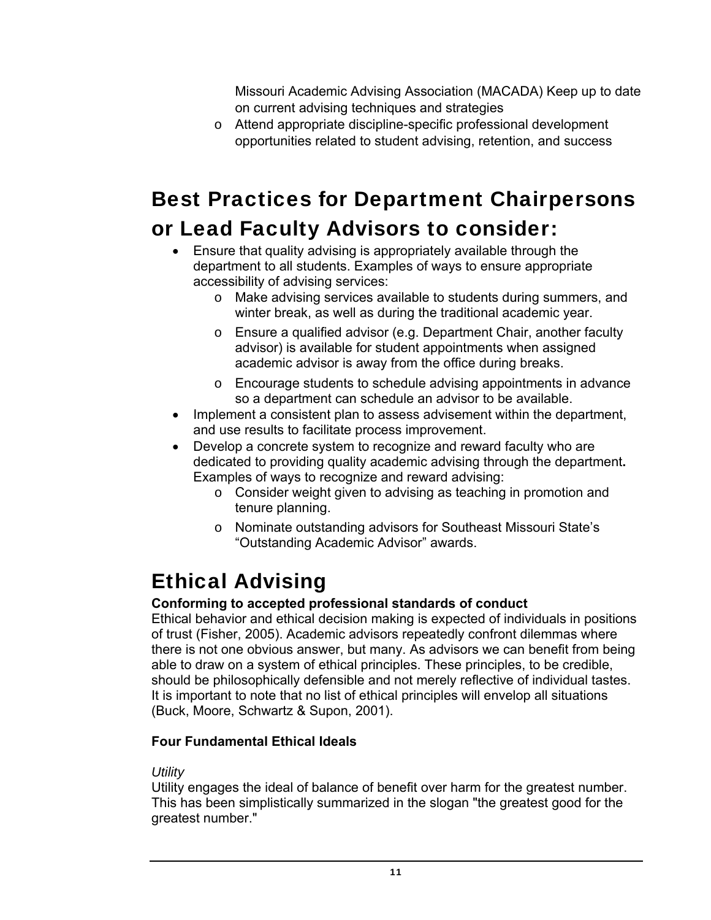- Missouri Academic Advising Association (MACADA) Keep up to date on current advising techniques and strategies
    - Attend appropriate discipline-specific professional development opportunities related to student advising, retention, and success

## Best Practices for Department Chairpersons or Lead Faculty Advisors to consider:

- Ensure that quality advising is appropriately available through the department to all students. Examples of ways to ensure appropriate accessibility of advising services:
    - Make advising services available to students during summers, and winter break, as well as during the traditional academic year.
    - Ensure a qualified advisor (e.g. Department Chair, another faculty advisor) is available for student appointments when assigned academic advisor is away from the office during breaks.
    - Encourage students to schedule advising appointments in advance so a department can schedule an advisor to be available.
- Implement a consistent plan to assess advisement within the department, and use results to facilitate process improvement.
- Develop a concrete system to recognize and reward faculty who are dedicated to providing quality academic advising through the department**.** Examples of ways to recognize and reward advising:
    - Consider weight given to advising as teaching in promotion and tenure planning.
    - Nominate outstanding advisors for Southeast Missouri State's "Outstanding Academic Advisor" awards.

# Ethical Advising

**Conforming to accepted professional standards of conduct**

Ethical behavior and ethical decision making is expected of individuals in positions of trust (Fisher, 2005). Academic advisors repeatedly confront dilemmas where there is not one obvious answer, but many. As advisors we can benefit from being able to draw on a system of ethical principles. These principles, to be credible, should be philosophically defensible and not merely reflective of individual tastes. It is important to note that no list of ethical principles will envelop all situations (Buck, Moore, Schwartz & Supon, 2001).

**Four Fundamental Ethical Ideals**

*Utility*

Utility engages the ideal of balance of benefit over harm for the greatest number. This has been simplistically summarized in the slogan "the greatest good for the greatest number."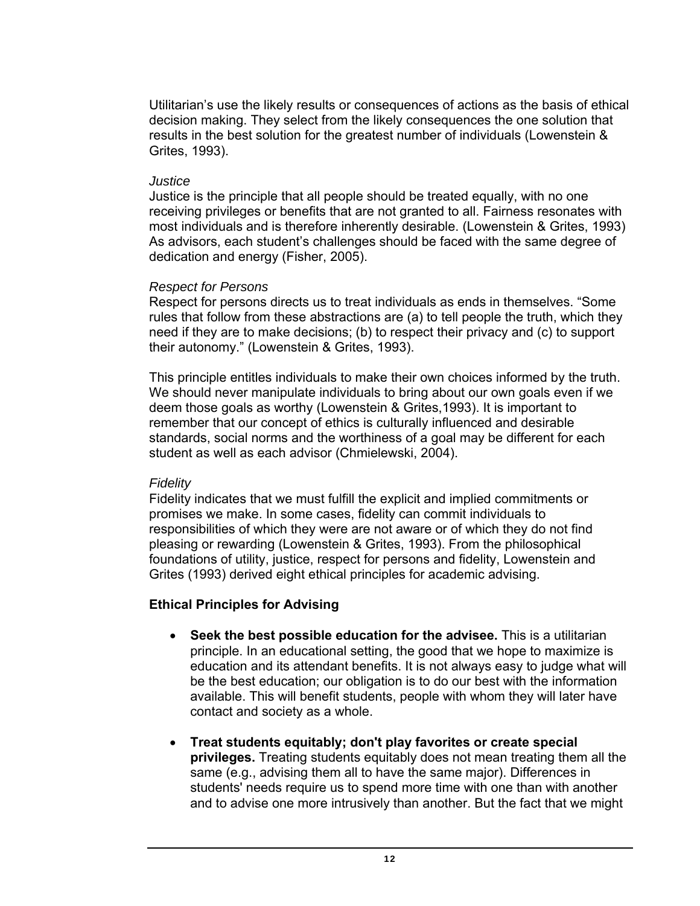Utilitarian's use the likely results or consequences of actions as the basis of ethical decision making. They select from the likely consequences the one solution that results in the best solution for the greatest number of individuals (Lowenstein & Grites, 1993).

*Justice*

Justice is the principle that all people should be treated equally, with no one receiving privileges or benefits that are not granted to all. Fairness resonates with most individuals and is therefore inherently desirable. (Lowenstein & Grites, 1993) As advisors, each student's challenges should be faced with the same degree of dedication and energy (Fisher, 2005).

*Respect for Persons*

Respect for persons directs us to treat individuals as ends in themselves. "Some rules that follow from these abstractions are (a) to tell people the truth, which they need if they are to make decisions; (b) to respect their privacy and (c) to support their autonomy." (Lowenstein & Grites, 1993).

This principle entitles individuals to make their own choices informed by the truth. We should never manipulate individuals to bring about our own goals even if we deem those goals as worthy (Lowenstein & Grites,1993). It is important to remember that our concept of ethics is culturally influenced and desirable standards, social norms and the worthiness of a goal may be different for each student as well as each advisor (Chmielewski, 2004).

*Fidelity*

Fidelity indicates that we must fulfill the explicit and implied commitments or promises we make. In some cases, fidelity can commit individuals to responsibilities of which they were are not aware or of which they do not find pleasing or rewarding (Lowenstein & Grites, 1993). From the philosophical foundations of utility, justice, respect for persons and fidelity, Lowenstein and Grites (1993) derived eight ethical principles for academic advising.

**Ethical Principles for Advising**

- **Seek the best possible education for the advisee.** This is a utilitarian principle. In an educational setting, the good that we hope to maximize is education and its attendant benefits. It is not always easy to judge what will be the best education; our obligation is to do our best with the information available. This will benefit students, people with whom they will later have contact and society as a whole.

- **Treat students equitably; don't play favorites or create special privileges.** Treating students equitably does not mean treating them all the same (e.g., advising them all to have the same major). Differences in students' needs require us to spend more time with one than with another and to advise one more intrusively than another. But the fact that we might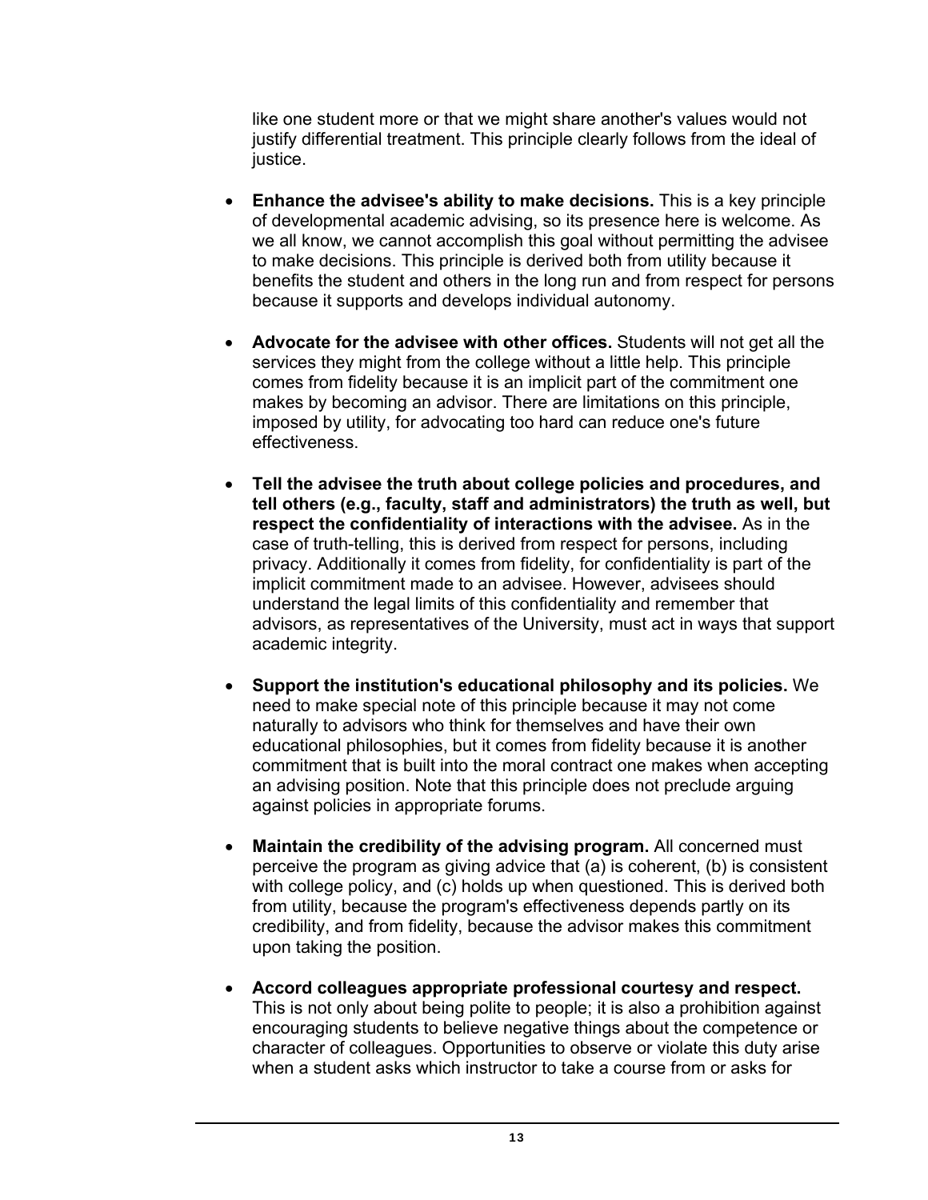like one student more or that we might share another's values would not justify differential treatment. This principle clearly follows from the ideal of justice.

- **Enhance the advisee's ability to make decisions.** This is a key principle of developmental academic advising, so its presence here is welcome. As we all know, we cannot accomplish this goal without permitting the advisee to make decisions. This principle is derived both from utility because it benefits the student and others in the long run and from respect for persons because it supports and develops individual autonomy.

- **Advocate for the advisee with other offices.** Students will not get all the services they might from the college without a little help. This principle comes from fidelity because it is an implicit part of the commitment one makes by becoming an advisor. There are limitations on this principle, imposed by utility, for advocating too hard can reduce one's future effectiveness.

- **Tell the advisee the truth about college policies and procedures, and tell others (e.g., faculty, staff and administrators) the truth as well, but respect the confidentiality of interactions with the advisee.** As in the case of truth-telling, this is derived from respect for persons, including privacy. Additionally it comes from fidelity, for confidentiality is part of the implicit commitment made to an advisee. However, advisees should understand the legal limits of this confidentiality and remember that advisors, as representatives of the University, must act in ways that support academic integrity.

- **Support the institution's educational philosophy and its policies.** We need to make special note of this principle because it may not come naturally to advisors who think for themselves and have their own educational philosophies, but it comes from fidelity because it is another commitment that is built into the moral contract one makes when accepting an advising position. Note that this principle does not preclude arguing against policies in appropriate forums.

- **Maintain the credibility of the advising program.** All concerned must perceive the program as giving advice that (a) is coherent, (b) is consistent with college policy, and (c) holds up when questioned. This is derived both from utility, because the program's effectiveness depends partly on its credibility, and from fidelity, because the advisor makes this commitment upon taking the position.

- **Accord colleagues appropriate professional courtesy and respect.** This is not only about being polite to people; it is also a prohibition against encouraging students to believe negative things about the competence or character of colleagues. Opportunities to observe or violate this duty arise when a student asks which instructor to take a course from or asks for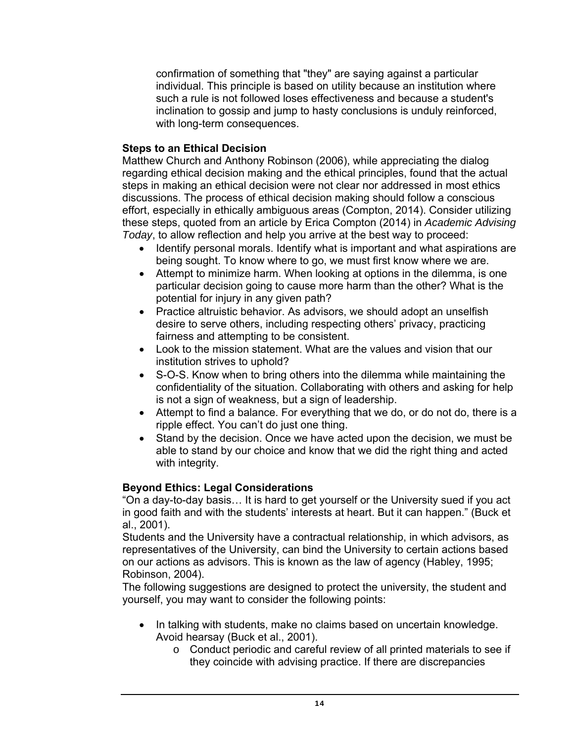confirmation of something that "they" are saying against a particular individual. This principle is based on utility because an institution where such a rule is not followed loses effectiveness and because a student's inclination to gossip and jump to hasty conclusions is unduly reinforced, with long-term consequences.

### Steps to an Ethical Decision

Matthew Church and Anthony Robinson (2006), while appreciating the dialog regarding ethical decision making and the ethical principles, found that the actual steps in making an ethical decision were not clear nor addressed in most ethics discussions. The process of ethical decision making should follow a conscious effort, especially in ethically ambiguous areas (Compton, 2014). Consider utilizing these steps, quoted from an article by Erica Compton (2014) in *Academic Advising Today*, to allow reflection and help you arrive at the best way to proceed:

- Identify personal morals. Identify what is important and what aspirations are being sought. To know where to go, we must first know where we are.
- Attempt to minimize harm. When looking at options in the dilemma, is one particular decision going to cause more harm than the other? What is the potential for injury in any given path?
- Practice altruistic behavior. As advisors, we should adopt an unselfish desire to serve others, including respecting others' privacy, practicing fairness and attempting to be consistent.
- Look to the mission statement. What are the values and vision that our institution strives to uphold?
- S-O-S. Know when to bring others into the dilemma while maintaining the confidentiality of the situation. Collaborating with others and asking for help is not a sign of weakness, but a sign of leadership.
- Attempt to find a balance. For everything that we do, or do not do, there is a ripple effect. You can't do just one thing.
- Stand by the decision. Once we have acted upon the decision, we must be able to stand by our choice and know that we did the right thing and acted with integrity.

### Beyond Ethics: Legal Considerations

"On a day-to-day basis… It is hard to get yourself or the University sued if you act in good faith and with the students' interests at heart. But it can happen." (Buck et al., 2001).

Students and the University have a contractual relationship, in which advisors, as representatives of the University, can bind the University to certain actions based on our actions as advisors. This is known as the law of agency (Habley, 1995; Robinson, 2004).

The following suggestions are designed to protect the university, the student and yourself, you may want to consider the following points:

- In talking with students, make no claims based on uncertain knowledge. Avoid hearsay (Buck et al., 2001).
  - Conduct periodic and careful review of all printed materials to see if they coincide with advising practice. If there are discrepancies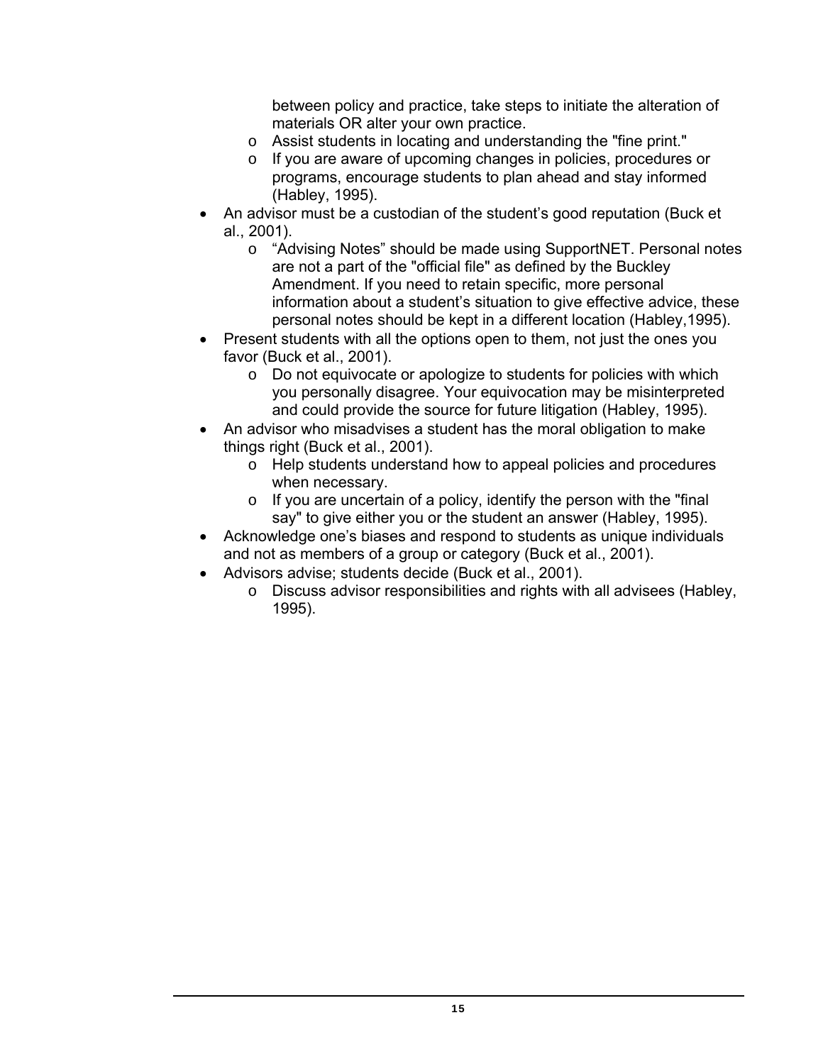between policy and practice, take steps to initiate the alteration of materials OR alter your own practice.
  - Assist students in locating and understanding the "fine print."
  - If you are aware of upcoming changes in policies, procedures or programs, encourage students to plan ahead and stay informed (Habley, 1995).
- An advisor must be a custodian of the student's good reputation (Buck et al., 2001).
  - "Advising Notes" should be made using SupportNET. Personal notes are not a part of the "official file" as defined by the Buckley Amendment. If you need to retain specific, more personal information about a student's situation to give effective advice, these personal notes should be kept in a different location (Habley,1995).
- Present students with all the options open to them, not just the ones you favor (Buck et al., 2001).
  - Do not equivocate or apologize to students for policies with which you personally disagree. Your equivocation may be misinterpreted and could provide the source for future litigation (Habley, 1995).
- An advisor who misadvises a student has the moral obligation to make things right (Buck et al., 2001).
  - Help students understand how to appeal policies and procedures when necessary.
  - If you are uncertain of a policy, identify the person with the "final say" to give either you or the student an answer (Habley, 1995).
- Acknowledge one's biases and respond to students as unique individuals and not as members of a group or category (Buck et al., 2001).
- Advisors advise; students decide (Buck et al., 2001).
  - Discuss advisor responsibilities and rights with all advisees (Habley, 1995).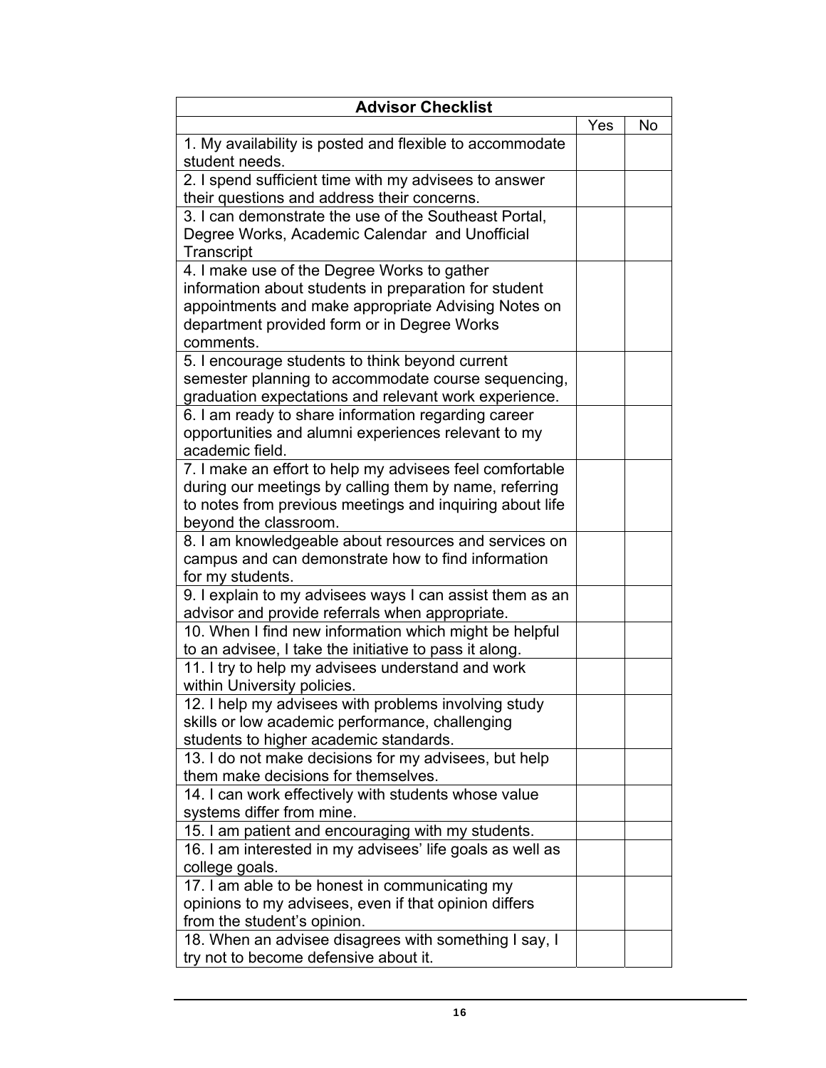| Advisor Checklist | | |
|---|---|---|
| | Yes | No |
| 1. My availability is posted and flexible to accommodate student needs. | | |
| 2. I spend sufficient time with my advisees to answer their questions and address their concerns. | | |
| 3. I can demonstrate the use of the Southeast Portal, Degree Works, Academic Calendar and Unofficial Transcript | | |
| 4. I make use of the Degree Works to gather information about students in preparation for student appointments and make appropriate Advising Notes on department provided form or in Degree Works comments. | | |
| 5. I encourage students to think beyond current semester planning to accommodate course sequencing, graduation expectations and relevant work experience. | | |
| 6. I am ready to share information regarding career opportunities and alumni experiences relevant to my academic field. | | |
| 7. I make an effort to help my advisees feel comfortable during our meetings by calling them by name, referring to notes from previous meetings and inquiring about life beyond the classroom. | | |
| 8. I am knowledgeable about resources and services on campus and can demonstrate how to find information for my students. | | |
| 9. I explain to my advisees ways I can assist them as an advisor and provide referrals when appropriate. | | |
| 10. When I find new information which might be helpful to an advisee, I take the initiative to pass it along. | | |
| 11. I try to help my advisees understand and work within University policies. | | |
| 12. I help my advisees with problems involving study skills or low academic performance, challenging students to higher academic standards. | | |
| 13. I do not make decisions for my advisees, but help them make decisions for themselves. | | |
| 14. I can work effectively with students whose value systems differ from mine. | | |
| 15. I am patient and encouraging with my students. | | |
| 16. I am interested in my advisees' life goals as well as college goals. | | |
| 17. I am able to be honest in communicating my opinions to my advisees, even if that opinion differs from the student's opinion. | | |
| 18. When an advisee disagrees with something I say, I try not to become defensive about it. | | |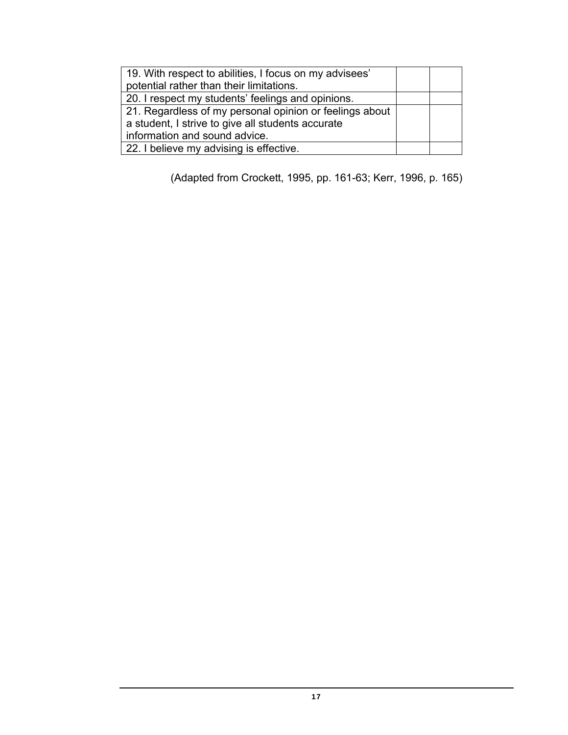| | | |
|---|---|---|
| 19. With respect to abilities, I focus on my advisees' potential rather than their limitations. | | |
| 20. I respect my students' feelings and opinions. | | |
| 21. Regardless of my personal opinion or feelings about a student, I strive to give all students accurate information and sound advice. | | |
| 22. I believe my advising is effective. | | |

(Adapted from Crockett, 1995, pp. 161-63; Kerr, 1996, p. 165)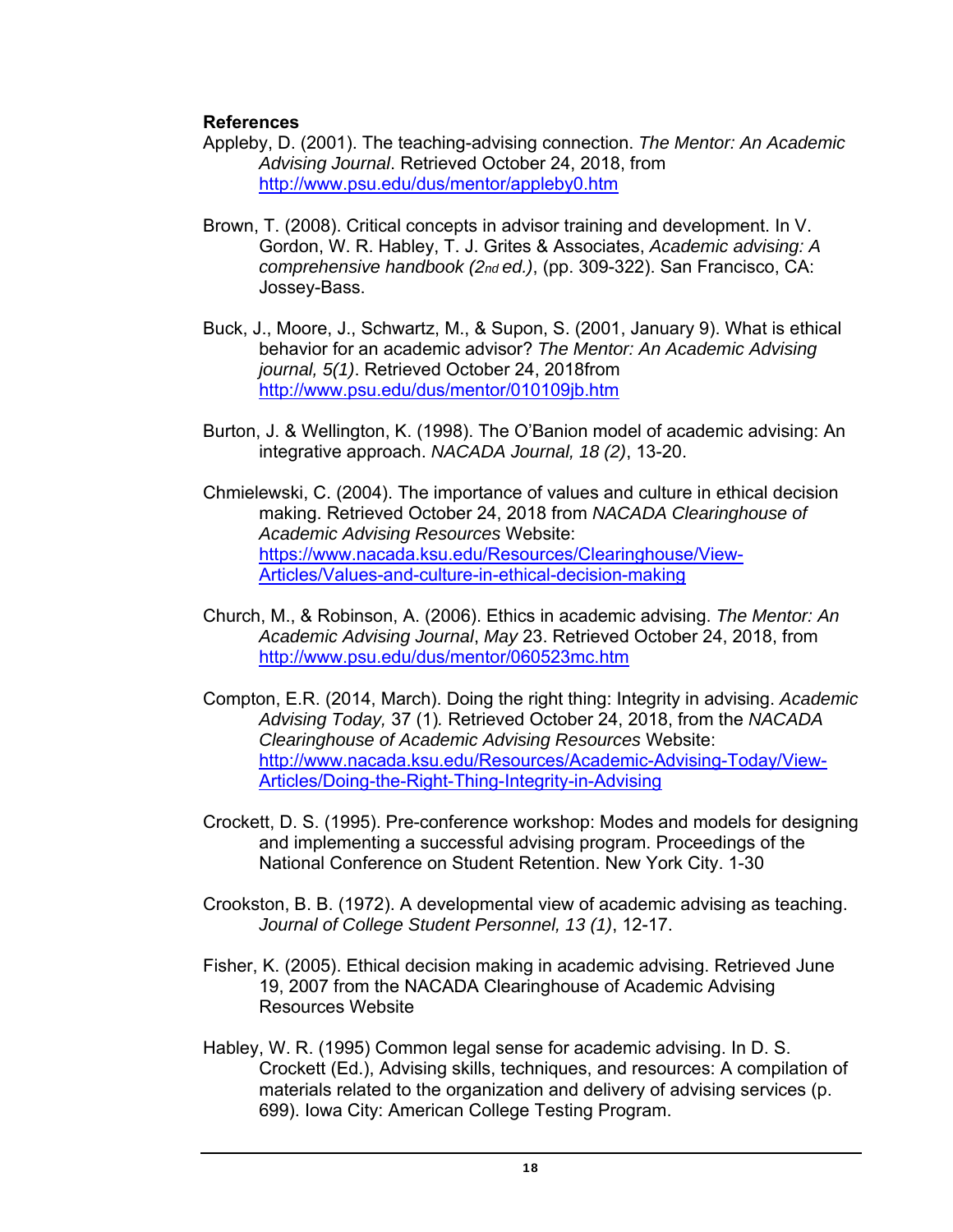## References

Appleby, D. (2001). The teaching-advising connection. *The Mentor: An Academic Advising Journal*. Retrieved October 24, 2018, from http://www.psu.edu/dus/mentor/appleby0.htm

Brown, T. (2008). Critical concepts in advisor training and development. In V. Gordon, W. R. Habley, T. J. Grites & Associates, *Academic advising: A comprehensive handbook (2nd ed.)*, (pp. 309-322). San Francisco, CA: Jossey-Bass.

Buck, J., Moore, J., Schwartz, M., & Supon, S. (2001, January 9). What is ethical behavior for an academic advisor? *The Mentor: An Academic Advising journal, 5(1)*. Retrieved October 24, 2018from http://www.psu.edu/dus/mentor/010109jb.htm

Burton, J. & Wellington, K. (1998). The O'Banion model of academic advising: An integrative approach. *NACADA Journal, 18 (2)*, 13-20.

Chmielewski, C. (2004). The importance of values and culture in ethical decision making. Retrieved October 24, 2018 from *NACADA Clearinghouse of Academic Advising Resources* Website: https://www.nacada.ksu.edu/Resources/Clearinghouse/View-Articles/Values-and-culture-in-ethical-decision-making

Church, M., & Robinson, A. (2006). Ethics in academic advising. *The Mentor: An Academic Advising Journal*, *May* 23. Retrieved October 24, 2018, from http://www.psu.edu/dus/mentor/060523mc.htm

Compton, E.R. (2014, March). Doing the right thing: Integrity in advising. *Academic Advising Today,* 37 (1)*.* Retrieved October 24, 2018, from the *NACADA Clearinghouse of Academic Advising Resources* Website: http://www.nacada.ksu.edu/Resources/Academic-Advising-Today/View-Articles/Doing-the-Right-Thing-Integrity-in-Advising

Crockett, D. S. (1995). Pre-conference workshop: Modes and models for designing and implementing a successful advising program. Proceedings of the National Conference on Student Retention. New York City. 1-30

Crookston, B. B. (1972). A developmental view of academic advising as teaching. *Journal of College Student Personnel, 13 (1)*, 12-17.

Fisher, K. (2005). Ethical decision making in academic advising. Retrieved June 19, 2007 from the NACADA Clearinghouse of Academic Advising Resources Website

Habley, W. R. (1995) Common legal sense for academic advising. In D. S. Crockett (Ed.), Advising skills, techniques, and resources: A compilation of materials related to the organization and delivery of advising services (p. 699). Iowa City: American College Testing Program.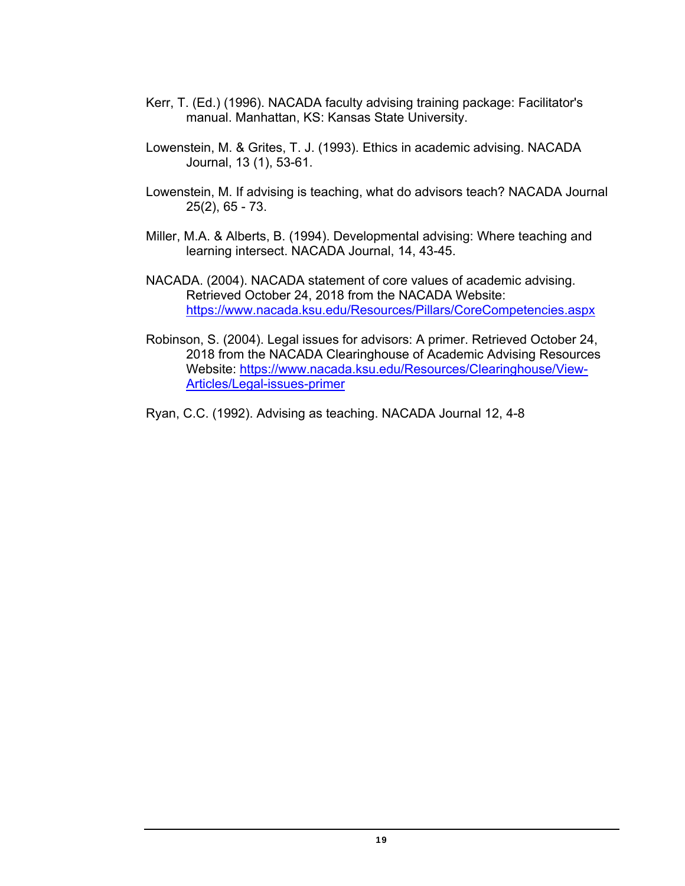Kerr, T. (Ed.) (1996). NACADA faculty advising training package: Facilitator's manual. Manhattan, KS: Kansas State University.

Lowenstein, M. & Grites, T. J. (1993). Ethics in academic advising. NACADA Journal, 13 (1), 53-61.

Lowenstein, M. If advising is teaching, what do advisors teach? NACADA Journal 25(2), 65 - 73.

Miller, M.A. & Alberts, B. (1994). Developmental advising: Where teaching and learning intersect. NACADA Journal, 14, 43-45.

NACADA. (2004). NACADA statement of core values of academic advising. Retrieved October 24, 2018 from the NACADA Website: https://www.nacada.ksu.edu/Resources/Pillars/CoreCompetencies.aspx

Robinson, S. (2004). Legal issues for advisors: A primer. Retrieved October 24, 2018 from the NACADA Clearinghouse of Academic Advising Resources Website: https://www.nacada.ksu.edu/Resources/Clearinghouse/View-Articles/Legal-issues-primer

Ryan, C.C. (1992). Advising as teaching. NACADA Journal 12, 4-8